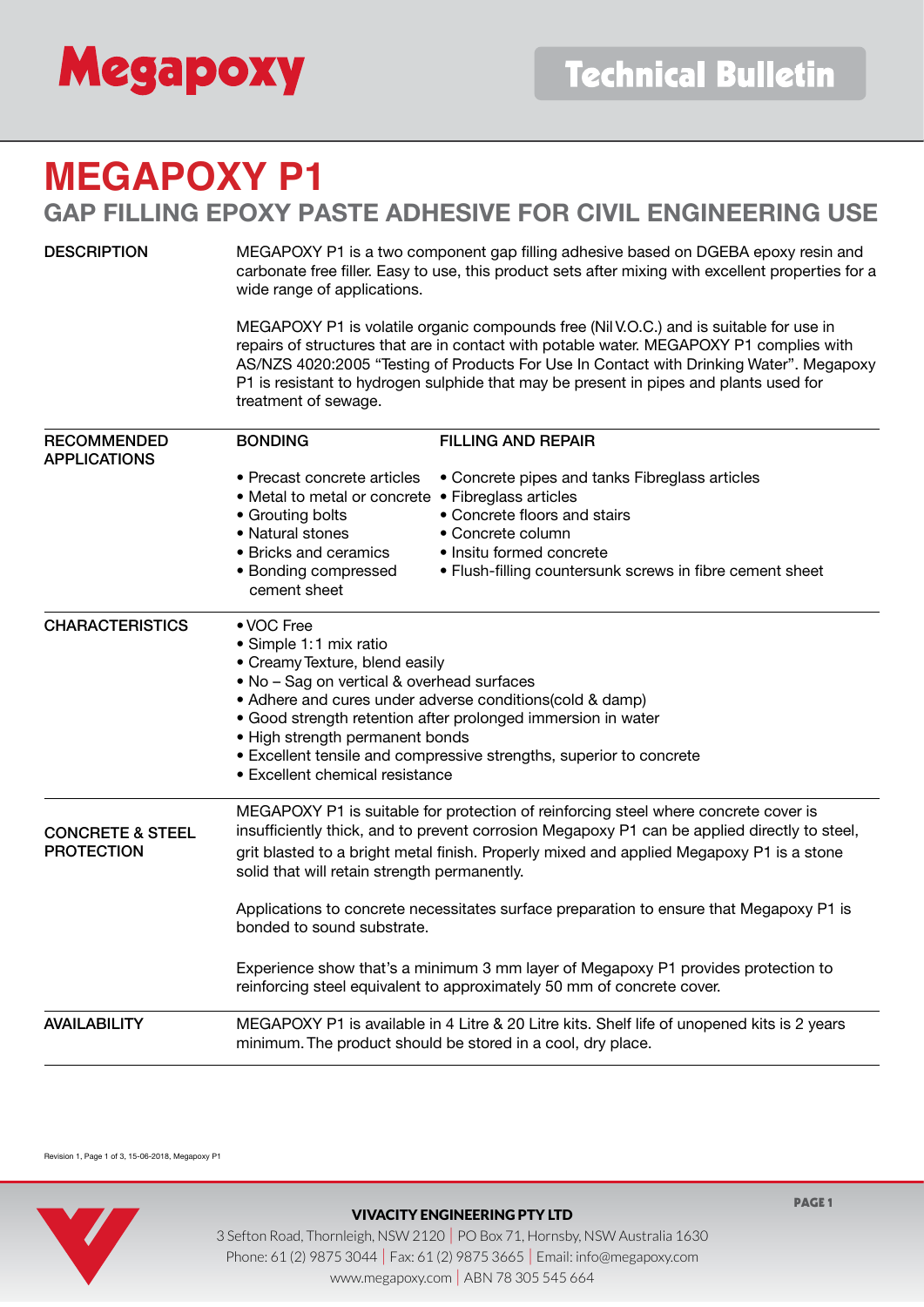# MEGAPOXY P1

## GAP FILLING EPOXY PASTE ADHESIVE FOR CIVIL ENGINEERING USE

### DESCRIPTION

MEGAPOXY P1 is a two component gap filling adhesive based on DGEBA epoxy resin and carbonate free filler. Easy to use, this product sets after mixing with excellent properties for a wide range of applications.

MEGAPOXY P1 is volatile organic compounds free (Nil V.O.C.) and is suitable for use in repairs of structures that are in contact with potable water. MEGAPOXY P1 complies with AS/NZS 4020:2005 "Testing of Products For Use In Contact with Drinking Water". Megapoxy P1 is resistant to hydrogen sulphide that may be present in pipes and plants used for treatment of sewage.

### RECOMMENDED APPLICATIONS

**BONDING**

- Precast concrete articles
- Metal to metal or concrete
- Grouting bolts
- Natural stones
- Bricks and ceramics
- Bonding compressed cement sheet

**FILLING AND REPAIR**

- Concrete pipes and tanks Fibreglass articles
- Fibreglass articles
- Concrete floors and stairs
- Concrete column
- Insitu formed concrete
- Flush-filling countersunk screws in fibre cement sheet

### CHARACTERISTICS

- VOC Free
- Simple 1:1 mix ratio
- Creamy Texture, blend easily
- No – Sag on vertical & overhead surfaces
- Adhere and cures under adverse conditions(cold & damp)
- Good strength retention after prolonged immersion in water
- High strength permanent bonds
- Excellent tensile and compressive strengths, superior to concrete
- Excellent chemical resistance

### CONCRETE & STEEL PROTECTION

MEGAPOXY P1 is suitable for protection of reinforcing steel where concrete cover is insufficiently thick, and to prevent corrosion Megapoxy P1 can be applied directly to steel, grit blasted to a bright metal finish. Properly mixed and applied Megapoxy P1 is a stone solid that will retain strength permanently.

Applications to concrete necessitates surface preparation to ensure that Megapoxy P1 is bonded to sound substrate.

Experience show that's a minimum 3 mm layer of Megapoxy P1 provides protection to reinforcing steel equivalent to approximately 50 mm of concrete cover.

### AVAILABILITY

MEGAPOXY P1 is available in 4 Litre & 20 Litre kits. Shelf life of unopened kits is 2 years minimum. The product should be stored in a cool, dry place.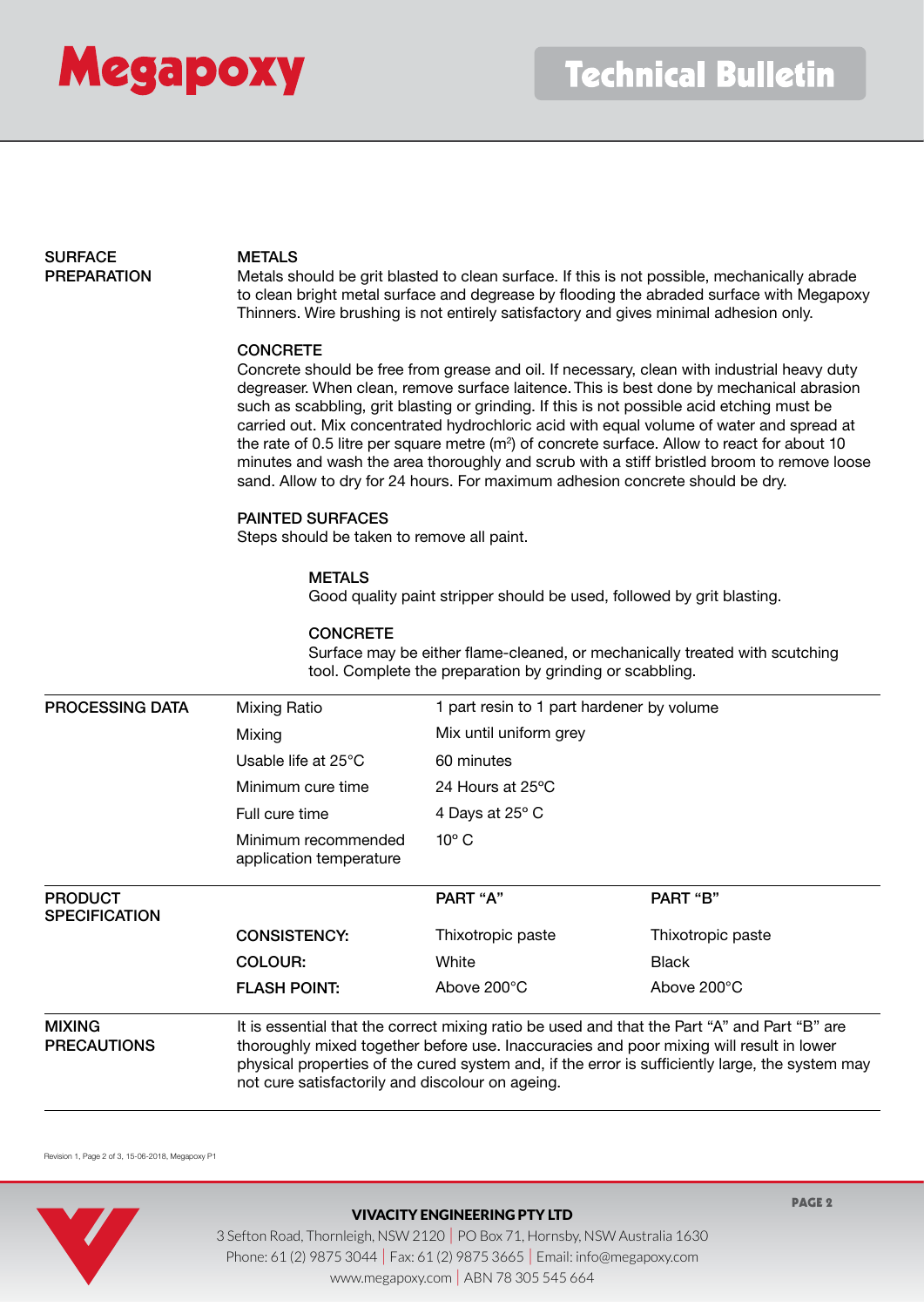## SURFACE PREPARATION

### METALS

Metals should be grit blasted to clean surface. If this is not possible, mechanically abrade to clean bright metal surface and degrease by flooding the abraded surface with Megapoxy Thinners. Wire brushing is not entirely satisfactory and gives minimal adhesion only.

### CONCRETE

Concrete should be free from grease and oil. If necessary, clean with industrial heavy duty degreaser. When clean, remove surface laitence. This is best done by mechanical abrasion such as scabbling, grit blasting or grinding. If this is not possible acid etching must be carried out. Mix concentrated hydrochloric acid with equal volume of water and spread at the rate of 0.5 litre per square metre ($m^2$) of concrete surface. Allow to react for about 10 minutes and wash the area thoroughly and scrub with a stiff bristled broom to remove loose sand. Allow to dry for 24 hours. For maximum adhesion concrete should be dry.

### PAINTED SURFACES

Steps should be taken to remove all paint.

#### METALS

Good quality paint stripper should be used, followed by grit blasting.

#### CONCRETE

Surface may be either flame-cleaned, or mechanically treated with scutching tool. Complete the preparation by grinding or scabbling.

## PROCESSING DATA

| | |
|---|---|
| Mixing Ratio | 1 part resin to 1 part hardener by volume |
| Mixing | Mix until uniform grey |
| Usable life at 25°C | 60 minutes |
| Minimum cure time | 24 Hours at 25°C |
| Full cure time | 4 Days at 25° C |
| Minimum recommended application temperature | 10° C |

## PRODUCT SPECIFICATION

| | PART "A" | PART "B" |
|---|---|---|
| **CONSISTENCY:** | Thixotropic paste | Thixotropic paste |
| **COLOUR:** | White | Black |
| **FLASH POINT:** | Above 200°C | Above 200°C |

## MIXING PRECAUTIONS

It is essential that the correct mixing ratio be used and that the Part "A" and Part "B" are thoroughly mixed together before use. Inaccuracies and poor mixing will result in lower physical properties of the cured system and, if the error is sufficiently large, the system may not cure satisfactorily and discolour on ageing.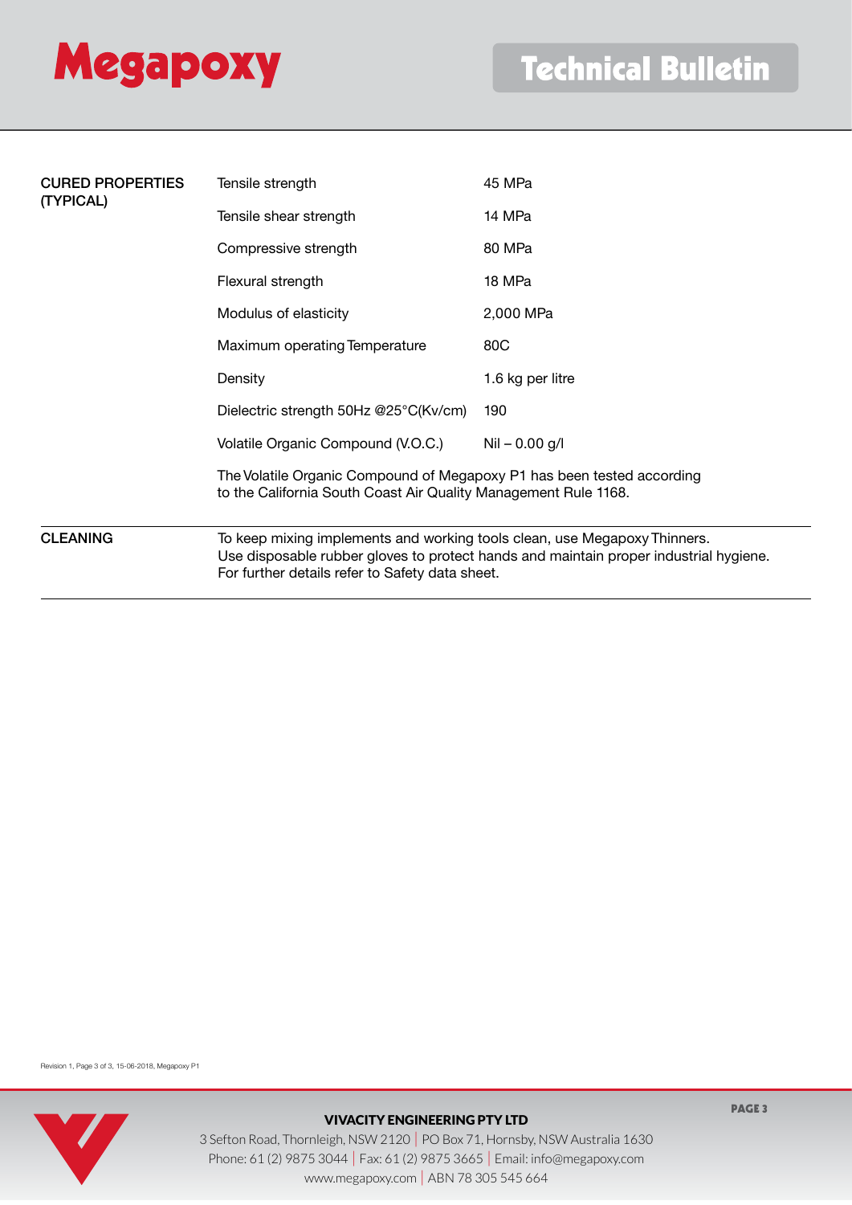| | | |
|---|---|---|
| **CURED PROPERTIES (TYPICAL)** | Tensile strength | 45 MPa |
| | Tensile shear strength | 14 MPa |
| | Compressive strength | 80 MPa |
| | Flexural strength | 18 MPa |
| | Modulus of elasticity | 2,000 MPa |
| | Maximum operating Temperature | 80C |
| | Density | 1.6 kg per litre |
| | Dielectric strength 50Hz @25°C(Kv/cm) | 190 |
| | Volatile Organic Compound (V.O.C.) | Nil – 0.00 g/l |
| | The Volatile Organic Compound of Megapoxy P1 has been tested according to the California South Coast Air Quality Management Rule 1168. | |

**CLEANING**

To keep mixing implements and working tools clean, use Megapoxy Thinners. Use disposable rubber gloves to protect hands and maintain proper industrial hygiene. For further details refer to Safety data sheet.

Revision 1, Page 3 of 3, 15-06-2018, Megapoxy P1

**VIVACITY ENGINEERING PTY LTD**

3 Sefton Road, Thornleigh, NSW 2120 | PO Box 71, Hornsby, NSW Australia 1630
Phone: 61 (2) 9875 3044 | Fax: 61 (2) 9875 3665 | Email: info@megapoxy.com
www.megapoxy.com | ABN 78 305 545 664